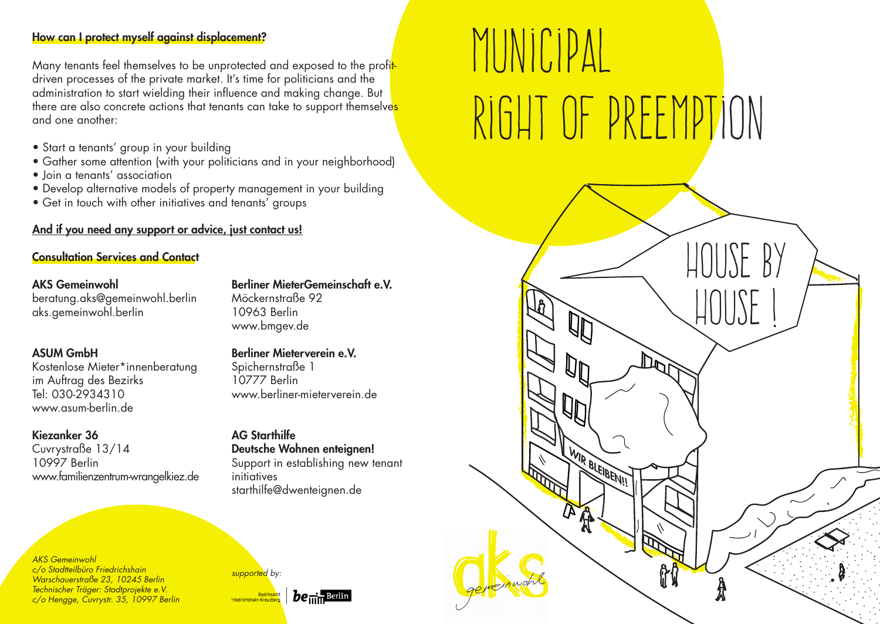# MUNICIPAL RIGHT OF PREEMPTION

HOUSE BY HOUSE !

WIR BLEIBEN!!

**How can I protect myself against displacement?**

Many tenants feel themselves to be unprotected and exposed to the profit-driven processes of the private market. It's time for politicians and the administration to start wielding their influence and making change. But there are also concrete actions that tenants can take to support themselves and one another:

- Start a tenants' group in your building
- Gather some attention (with your politicians and in your neighborhood)
- Join a tenants' association
- Develop alternative models of property management in your building
- Get in touch with other initiatives and tenants' groups

**And if you need any support or advice, just contact us!**

**Consultation Services and Contact**

**AKS Gemeinwohl**
beratung.aks@gemeinwohl.berlin
aks.gemeinwohl.berlin

**ASUM GmbH**
Kostenlose Mieter*innenberatung
im Auftrag des Bezirks
Tel: 030-2934310
www.asum-berlin.de

**Kiezanker 36**
Cuvrystraße 13/14
10997 Berlin
www.familienzentrum-wrangelkiez.de

**Berliner MieterGemeinschaft e.V.**
Möckernstraße 92
10963 Berlin
www.bmgev.de

**Berliner Mieterverein e.V.**
Spichernstraße 1
10777 Berlin
www.berliner-mieterverein.de

**AG Starthilfe**
**Deutsche Wohnen enteignen!**
Support in establishing new tenant initiatives
starthilfe@dwenteignen.de

*AKS Gemeinwohl*
*c/o Stadtteilbüro Friedrichshain*
*Warschauerstraße 23, 10245 Berlin*
*Technischer Träger: Stadtprojekte e.V.*
*c/o Hengge, Cuvrystr. 35, 10997 Berlin*

*supported by:*

Bezirksamt Friedrichshain-Kreuzberg | be Berlin

aks gemeinwohl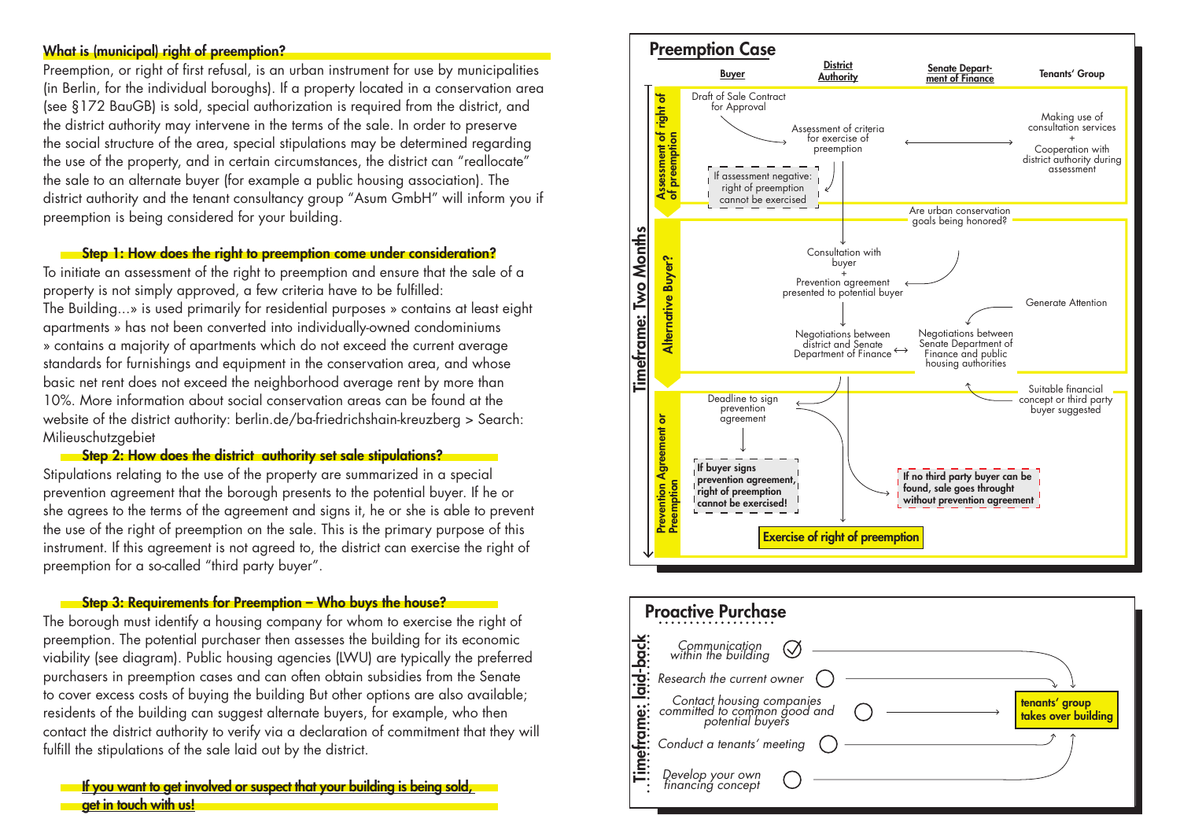## What is (municipal) right of preemption?

Preemption, or right of first refusal, is an urban instrument for use by municipalities (in Berlin, for the individual boroughs). If a property located in a conservation area (see §172 BauGB) is sold, special authorization is required from the district, and the district authority may intervene in the terms of the sale. In order to preserve the social structure of the area, special stipulations may be determined regarding the use of the property, and in certain circumstances, the district can "reallocate" the sale to an alternate buyer (for example a public housing association). The district authority and the tenant consultancy group "Asum GmbH" will inform you if preemption is being considered for your building.

### Step 1: How does the right to preemption come under consideration?

To initiate an assessment of the right to preemption and ensure that the sale of a property is not simply approved, a few criteria have to be fulfilled:
The Building...» is used primarily for residential purposes » contains at least eight apartments » has not been converted into individually-owned condominiums » contains a majority of apartments which do not exceed the current average standards for furnishings and equipment in the conservation area, and whose basic net rent does not exceed the neighborhood average rent by more than 10%. More information about social conservation areas can be found at the website of the district authority: berlin.de/ba-friedrichshain-kreuzberg > Search: Milieuschutzgebiet

### Step 2: How does the district authority set sale stipulations?

Stipulations relating to the use of the property are summarized in a special prevention agreement that the borough presents to the potential buyer. If he or she agrees to the terms of the agreement and signs it, he or she is able to prevent the use of the right of preemption on the sale. This is the primary purpose of this instrument. If this agreement is not agreed to, the district can exercise the right of preemption for a so-called "third party buyer".

### Step 3: Requirements for Preemption – Who buys the house?

The borough must identify a housing company for whom to exercise the right of preemption. The potential purchaser then assesses the building for its economic viability (see diagram). Public housing agencies (LWU) are typically the preferred purchasers in preemption cases and can often obtain subsidies from the Senate to cover excess costs of buying the building But other options are also available; residents of the building can suggest alternate buyers, for example, who then contact the district authority to verify via a declaration of commitment that they will fulfill the stipulations of the sale laid out by the district.

**If you want to get involved or suspect that your building is being sold, get in touch with us!**

## Preemption Case

Buyer
District Authority
Senate Department of Finance
Tenants' Group

Timeframe: Two Months

Assessment of right of of preemption

Draft of Sale Contract for Approval
Assessment of criteria for exercise of preemption
Making use of consultation services + Cooperation with district authority during assessment
If assessment negative: right of preemption cannot be exercised
Are urban conservation goals being honored?

Alternative Buyer?

Consultation with buyer + Prevention agreement presented to potential buyer
Generate Attention
Negotiations between district and Senate Department of Finance
Negotiations between Senate Department of Finance and public housing authorities

Prevention Agreement or Preemption

Deadline to sign prevention agreement
Suitable financial concept or third party buyer suggested
If buyer signs prevention agreement, right of preemption cannot be exercised!
If no third party buyer can be found, sale goes throught without prevention agreement
Exercise of right of preemption

## Proactive Purchase

Timeframe: laid-back

*Communication within the building*
*Research the current owner*
*Contact housing companies committed to common good and potential buyers*
*Conduct a tenants' meeting*
*Develop your own financing concept*

tenants' group takes over building